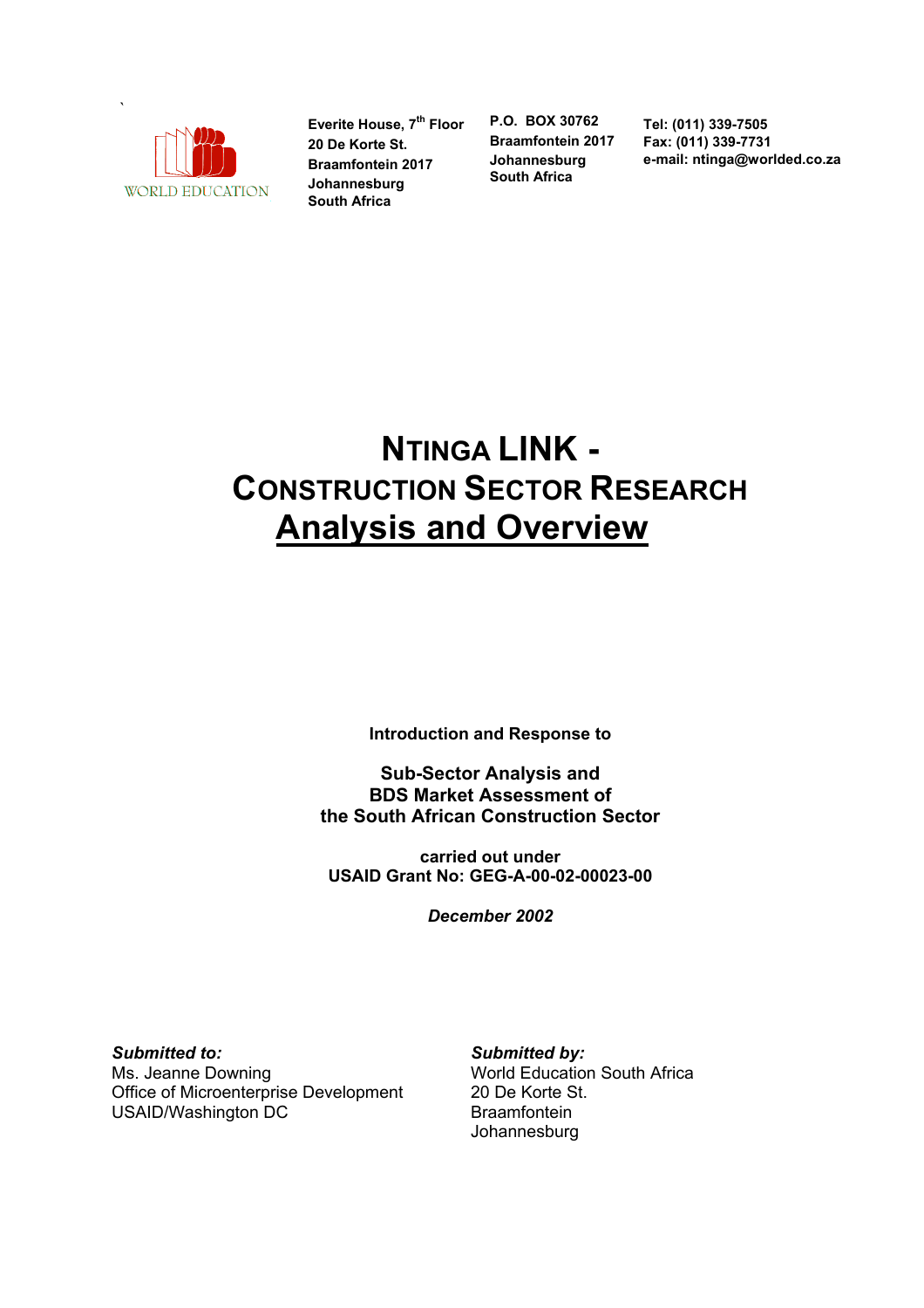WORLD EDUCATION

Everite House, 7th Floor
20 De Korte St.
Braamfontein 2017
Johannesburg
South Africa

P.O. BOX 30762
Braamfontein 2017
Johannesburg
South Africa

Tel: (011) 339-7505
Fax: (011) 339-7731
e-mail: ntinga@worlded.co.za

# NTINGA LINK - CONSTRUCTION SECTOR RESEARCH

## Analysis and Overview

**Introduction and Response to**

**Sub-Sector Analysis and**
**BDS Market Assessment of**
**the South African Construction Sector**

**carried out under**
**USAID Grant No: GEG-A-00-02-00023-00**

***December 2002***

***Submitted to:***
Ms. Jeanne Downing
Office of Microenterprise Development
USAID/Washington DC

***Submitted by:***
World Education South Africa
20 De Korte St.
Braamfontein
Johannesburg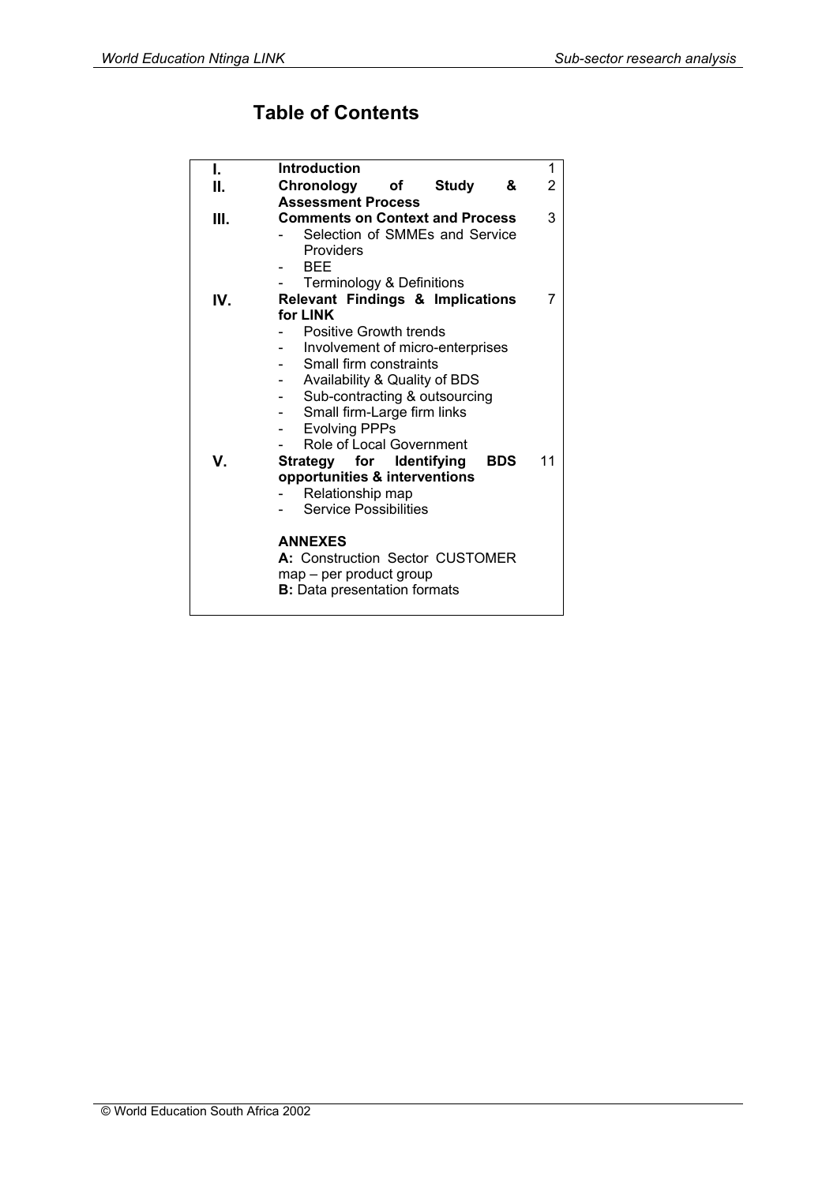## Table of Contents

| | | |
|---|---|---|
| **I.** | **Introduction** | 1 |
| **II.** | **Chronology of Study & Assessment Process** | 2 |
| **III.** | **Comments on Context and Process**<br>- Selection of SMMEs and Service Providers<br>- BEE<br>- Terminology & Definitions | 3 |
| **IV.** | **Relevant Findings & Implications for LINK**<br>- Positive Growth trends<br>- Involvement of micro-enterprises<br>- Small firm constraints<br>- Availability & Quality of BDS<br>- Sub-contracting & outsourcing<br>- Small firm-Large firm links<br>- Evolving PPPs<br>- Role of Local Government | 7 |
| **V.** | **Strategy for Identifying BDS opportunities & interventions**<br>- Relationship map<br>- Service Possibilities | 11 |
| | **ANNEXES**<br>**A:** Construction Sector CUSTOMER map – per product group<br>**B:** Data presentation formats | |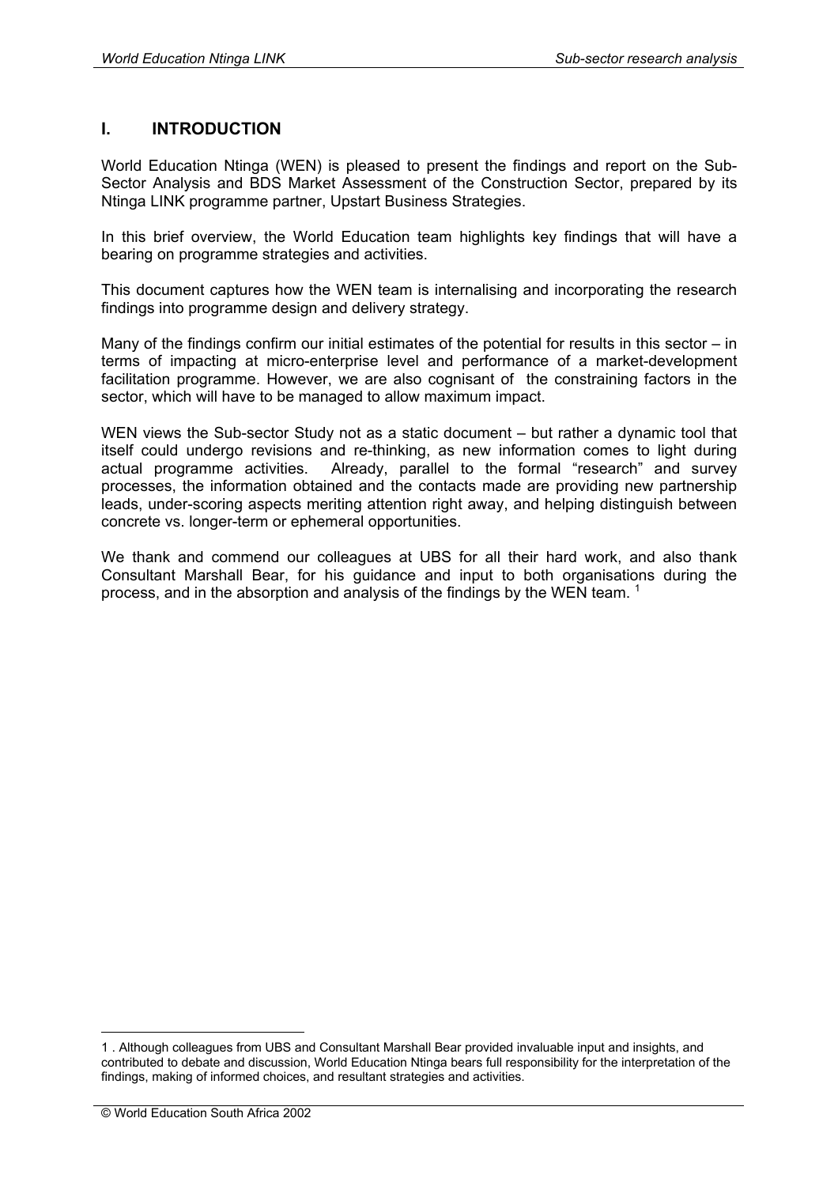# I. INTRODUCTION

World Education Ntinga (WEN) is pleased to present the findings and report on the Sub-Sector Analysis and BDS Market Assessment of the Construction Sector, prepared by its Ntinga LINK programme partner, Upstart Business Strategies.

In this brief overview, the World Education team highlights key findings that will have a bearing on programme strategies and activities.

This document captures how the WEN team is internalising and incorporating the research findings into programme design and delivery strategy.

Many of the findings confirm our initial estimates of the potential for results in this sector – in terms of impacting at micro-enterprise level and performance of a market-development facilitation programme. However, we are also cognisant of the constraining factors in the sector, which will have to be managed to allow maximum impact.

WEN views the Sub-sector Study not as a static document – but rather a dynamic tool that itself could undergo revisions and re-thinking, as new information comes to light during actual programme activities. Already, parallel to the formal "research" and survey processes, the information obtained and the contacts made are providing new partnership leads, under-scoring aspects meriting attention right away, and helping distinguish between concrete vs. longer-term or ephemeral opportunities.

We thank and commend our colleagues at UBS for all their hard work, and also thank Consultant Marshall Bear, for his guidance and input to both organisations during the process, and in the absorption and analysis of the findings by the WEN team. [1]

---

1 . Although colleagues from UBS and Consultant Marshall Bear provided invaluable input and insights, and contributed to debate and discussion, World Education Ntinga bears full responsibility for the interpretation of the findings, making of informed choices, and resultant strategies and activities.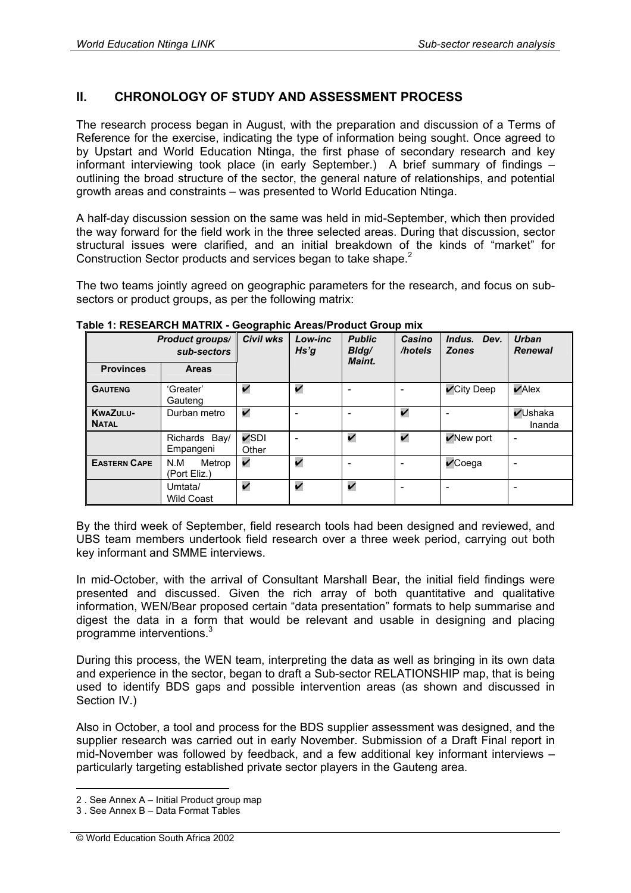## II. CHRONOLOGY OF STUDY AND ASSESSMENT PROCESS

The research process began in August, with the preparation and discussion of a Terms of Reference for the exercise, indicating the type of information being sought. Once agreed to by Upstart and World Education Ntinga, the first phase of secondary research and key informant interviewing took place (in early September.) A brief summary of findings – outlining the broad structure of the sector, the general nature of relationships, and potential growth areas and constraints – was presented to World Education Ntinga.

A half-day discussion session on the same was held in mid-September, which then provided the way forward for the field work in the three selected areas. During that discussion, sector structural issues were clarified, and an initial breakdown of the kinds of "market" for Construction Sector products and services began to take shape.[2]

The two teams jointly agreed on geographic parameters for the research, and focus on sub-sectors or product groups, as per the following matrix:

**Table 1: RESEARCH MATRIX - Geographic Areas/Product Group mix**

| Provinces | Areas | Civil wks | Low-inc Hs'g | Public Bldg/ Maint. | Casino /hotels | Indus. Dev. Zones | Urban Renewal |
|---|---|---|---|---|---|---|---|
| **GAUTENG** | 'Greater' Gauteng | ✔ | ✔ | - | - | ✔City Deep | ✔Alex |
| **KWAZULU-NATAL** | Durban metro | ✔ | - | - | ✔ | - | ✔Ushaka Inanda |
| | Richards Bay/ Empangeni | ✔SDI Other | - | ✔ | ✔ | ✔New port | - |
| **EASTERN CAPE** | N.M Metrop (Port Eliz.) | ✔ | ✔ | - | - | ✔Coega | - |
| | Umtata/ Wild Coast | ✔ | ✔ | ✔ | - | - | - |

By the third week of September, field research tools had been designed and reviewed, and UBS team members undertook field research over a three week period, carrying out both key informant and SMME interviews.

In mid-October, with the arrival of Consultant Marshall Bear, the initial field findings were presented and discussed. Given the rich array of both quantitative and qualitative information, WEN/Bear proposed certain "data presentation" formats to help summarise and digest the data in a form that would be relevant and usable in designing and placing programme interventions.[3]

During this process, the WEN team, interpreting the data as well as bringing in its own data and experience in the sector, began to draft a Sub-sector RELATIONSHIP map, that is being used to identify BDS gaps and possible intervention areas (as shown and discussed in Section IV.)

Also in October, a tool and process for the BDS supplier assessment was designed, and the supplier research was carried out in early November. Submission of a Draft Final report in mid-November was followed by feedback, and a few additional key informant interviews – particularly targeting established private sector players in the Gauteng area.

---

2 . See Annex A – Initial Product group map

3 . See Annex B – Data Format Tables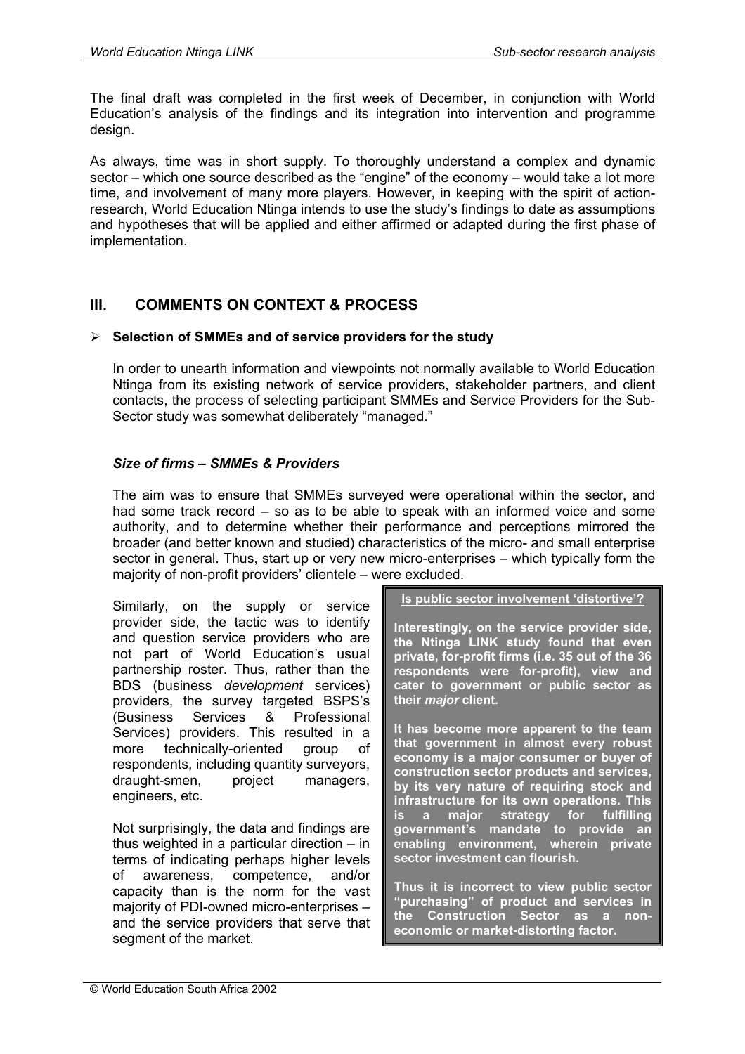The final draft was completed in the first week of December, in conjunction with World Education's analysis of the findings and its integration into intervention and programme design.

As always, time was in short supply. To thoroughly understand a complex and dynamic sector – which one source described as the "engine" of the economy – would take a lot more time, and involvement of many more players. However, in keeping with the spirit of action-research, World Education Ntinga intends to use the study's findings to date as assumptions and hypotheses that will be applied and either affirmed or adapted during the first phase of implementation.

## III. COMMENTS ON CONTEXT & PROCESS

- **Selection of SMMEs and of service providers for the study**

In order to unearth information and viewpoints not normally available to World Education Ntinga from its existing network of service providers, stakeholder partners, and client contacts, the process of selecting participant SMMEs and Service Providers for the Sub-Sector study was somewhat deliberately "managed."

### *Size of firms – SMMEs & Providers*

The aim was to ensure that SMMEs surveyed were operational within the sector, and had some track record – so as to be able to speak with an informed voice and some authority, and to determine whether their performance and perceptions mirrored the broader (and better known and studied) characteristics of the micro- and small enterprise sector in general. Thus, start up or very new micro-enterprises – which typically form the majority of non-profit providers' clientele – were excluded.

Similarly, on the supply or service provider side, the tactic was to identify and question service providers who are not part of World Education's usual partnership roster. Thus, rather than the BDS (business *development* services) providers, the survey targeted BSPS's (Business Services & Professional Services) providers. This resulted in a more technically-oriented group of respondents, including quantity surveyors, draught-smen, project managers, engineers, etc.

Not surprisingly, the data and findings are thus weighted in a particular direction – in terms of indicating perhaps higher levels of awareness, competence, and/or capacity than is the norm for the vast majority of PDI-owned micro-enterprises – and the service providers that serve that segment of the market.

> **Is public sector involvement 'distortive'?**
>
> **Interestingly, on the service provider side, the Ntinga LINK study found that even private, for-profit firms (i.e. 35 out of the 36 respondents were for-profit), view and cater to government or public sector as their *major* client.**
>
> **It has become more apparent to the team that government in almost every robust economy is a major consumer or buyer of construction sector products and services, by its very nature of requiring stock and infrastructure for its own operations. This is a major strategy for fulfilling government's mandate to provide an enabling environment, wherein private sector investment can flourish.**
>
> **Thus it is incorrect to view public sector "purchasing" of product and services in the Construction Sector as a non-economic or market-distorting factor.**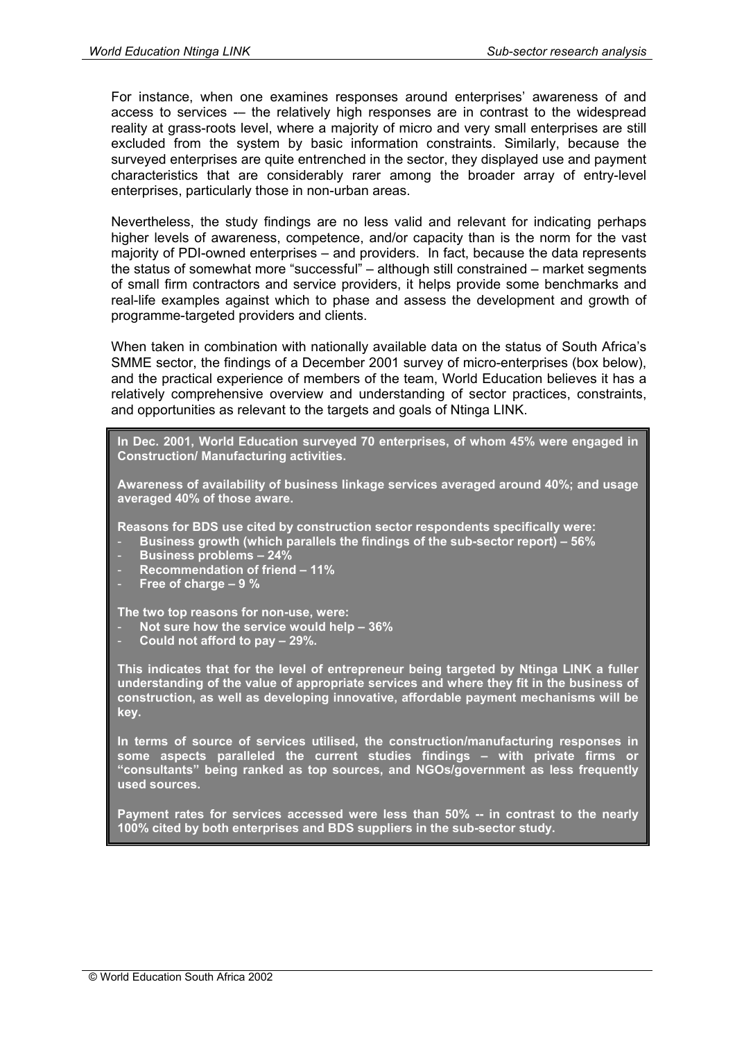For instance, when one examines responses around enterprises' awareness of and access to services -– the relatively high responses are in contrast to the widespread reality at grass-roots level, where a majority of micro and very small enterprises are still excluded from the system by basic information constraints. Similarly, because the surveyed enterprises are quite entrenched in the sector, they displayed use and payment characteristics that are considerably rarer among the broader array of entry-level enterprises, particularly those in non-urban areas.

Nevertheless, the study findings are no less valid and relevant for indicating perhaps higher levels of awareness, competence, and/or capacity than is the norm for the vast majority of PDI-owned enterprises – and providers. In fact, because the data represents the status of somewhat more "successful" – although still constrained – market segments of small firm contractors and service providers, it helps provide some benchmarks and real-life examples against which to phase and assess the development and growth of programme-targeted providers and clients.

When taken in combination with nationally available data on the status of South Africa's SMME sector, the findings of a December 2001 survey of micro-enterprises (box below), and the practical experience of members of the team, World Education believes it has a relatively comprehensive overview and understanding of sector practices, constraints, and opportunities as relevant to the targets and goals of Ntinga LINK.

**In Dec. 2001, World Education surveyed 70 enterprises, of whom 45% were engaged in Construction/ Manufacturing activities.**

**Awareness of availability of business linkage services averaged around 40%; and usage averaged 40% of those aware.**

**Reasons for BDS use cited by construction sector respondents specifically were:**

- **Business growth (which parallels the findings of the sub-sector report) – 56%**
- **Business problems – 24%**
- **Recommendation of friend – 11%**
- **Free of charge – 9 %**

**The two top reasons for non-use, were:**

- **Not sure how the service would help – 36%**
- **Could not afford to pay – 29%.**

**This indicates that for the level of entrepreneur being targeted by Ntinga LINK a fuller understanding of the value of appropriate services and where they fit in the business of construction, as well as developing innovative, affordable payment mechanisms will be key.**

**In terms of source of services utilised, the construction/manufacturing responses in some aspects paralleled the current studies findings – with private firms or "consultants" being ranked as top sources, and NGOs/government as less frequently used sources.**

**Payment rates for services accessed were less than 50% -- in contrast to the nearly 100% cited by both enterprises and BDS suppliers in the sub-sector study.**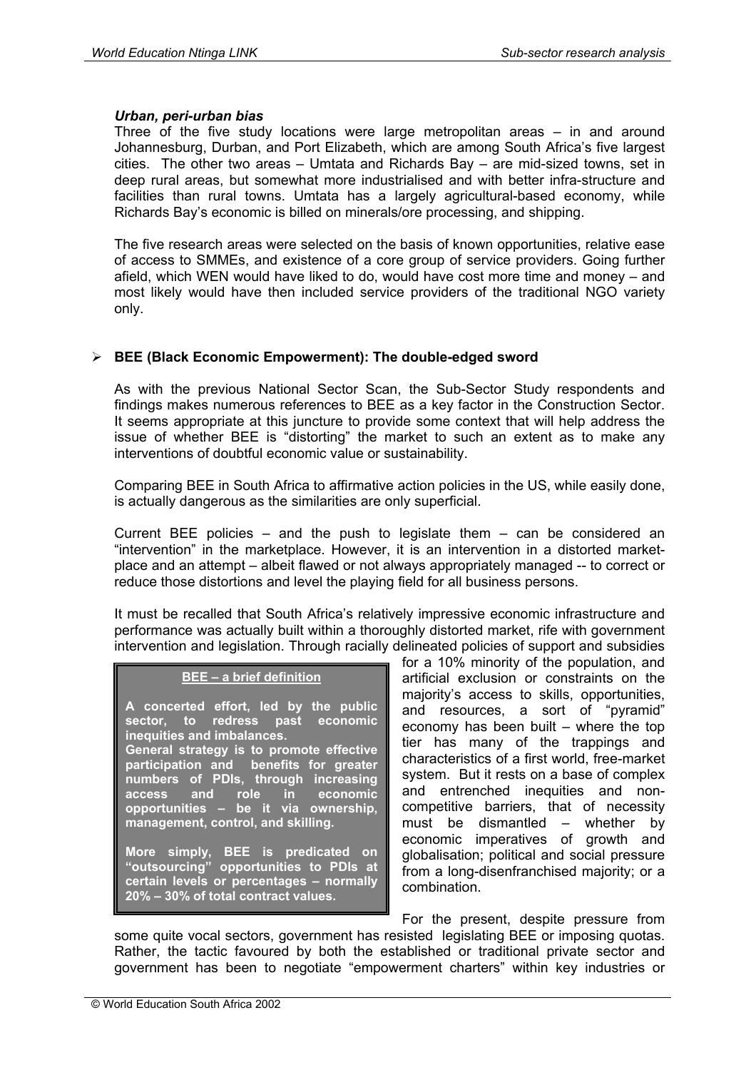### *Urban, peri-urban bias*

Three of the five study locations were large metropolitan areas – in and around Johannesburg, Durban, and Port Elizabeth, which are among South Africa's five largest cities. The other two areas – Umtata and Richards Bay – are mid-sized towns, set in deep rural areas, but somewhat more industrialised and with better infra-structure and facilities than rural towns. Umtata has a largely agricultural-based economy, while Richards Bay's economic is billed on minerals/ore processing, and shipping.

The five research areas were selected on the basis of known opportunities, relative ease of access to SMMEs, and existence of a core group of service providers. Going further afield, which WEN would have liked to do, would have cost more time and money – and most likely would have then included service providers of the traditional NGO variety only.

- **BEE (Black Economic Empowerment): The double-edged sword**

As with the previous National Sector Scan, the Sub-Sector Study respondents and findings makes numerous references to BEE as a key factor in the Construction Sector. It seems appropriate at this juncture to provide some context that will help address the issue of whether BEE is "distorting" the market to such an extent as to make any interventions of doubtful economic value or sustainability.

Comparing BEE in South Africa to affirmative action policies in the US, while easily done, is actually dangerous as the similarities are only superficial.

Current BEE policies – and the push to legislate them – can be considered an "intervention" in the marketplace. However, it is an intervention in a distorted market-place and an attempt – albeit flawed or not always appropriately managed -- to correct or reduce those distortions and level the playing field for all business persons.

It must be recalled that South Africa's relatively impressive economic infrastructure and performance was actually built within a thoroughly distorted market, rife with government intervention and legislation. Through racially delineated policies of support and subsidies for a 10% minority of the population, and artificial exclusion or constraints on the majority's access to skills, opportunities, and resources, a sort of "pyramid" economy has been built – where the top tier has many of the trappings and characteristics of a first world, free-market system. But it rests on a base of complex and entrenched inequities and non-competitive barriers, that of necessity must be dismantled – whether by economic imperatives of growth and globalisation; political and social pressure from a long-disenfranchised majority; or a combination.

> **BEE – a brief definition**
>
> **A concerted effort, led by the public sector, to redress past economic inequities and imbalances.**
> **General strategy is to promote effective participation and benefits for greater numbers of PDIs, through increasing access and role in economic opportunities – be it via ownership, management, control, and skilling.**
>
> **More simply, BEE is predicated on "outsourcing" opportunities to PDIs at certain levels or percentages – normally 20% – 30% of total contract values.**

For the present, despite pressure from some quite vocal sectors, government has resisted legislating BEE or imposing quotas. Rather, the tactic favoured by both the established or traditional private sector and government has been to negotiate "empowerment charters" within key industries or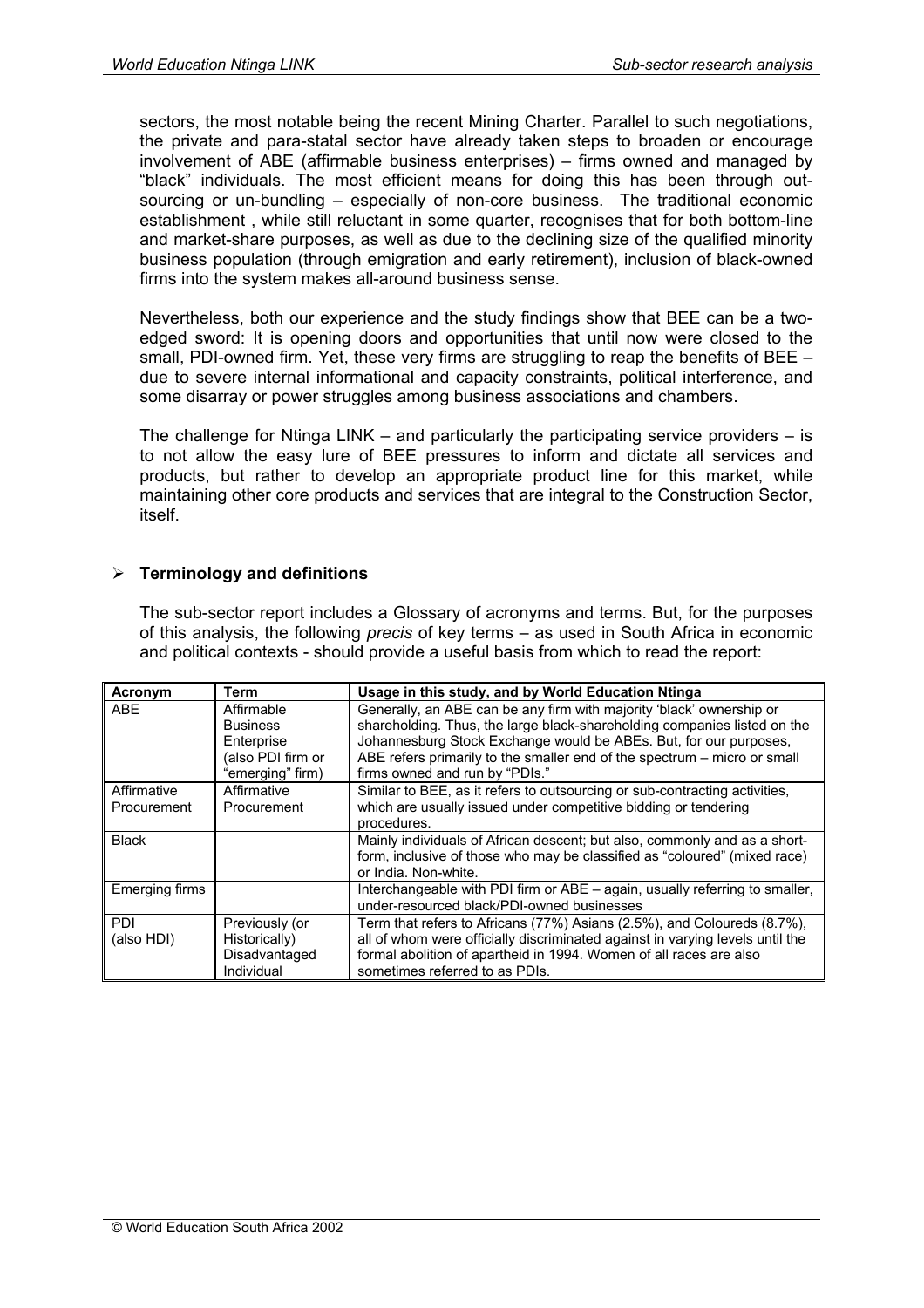sectors, the most notable being the recent Mining Charter. Parallel to such negotiations, the private and para-statal sector have already taken steps to broaden or encourage involvement of ABE (affirmable business enterprises) – firms owned and managed by "black" individuals. The most efficient means for doing this has been through out-sourcing or un-bundling – especially of non-core business. The traditional economic establishment , while still reluctant in some quarter, recognises that for both bottom-line and market-share purposes, as well as due to the declining size of the qualified minority business population (through emigration and early retirement), inclusion of black-owned firms into the system makes all-around business sense.

Nevertheless, both our experience and the study findings show that BEE can be a two-edged sword: It is opening doors and opportunities that until now were closed to the small, PDI-owned firm. Yet, these very firms are struggling to reap the benefits of BEE – due to severe internal informational and capacity constraints, political interference, and some disarray or power struggles among business associations and chambers.

The challenge for Ntinga LINK – and particularly the participating service providers – is to not allow the easy lure of BEE pressures to inform and dictate all services and products, but rather to develop an appropriate product line for this market, while maintaining other core products and services that are integral to the Construction Sector, itself.

- **Terminology and definitions**

The sub-sector report includes a Glossary of acronyms and terms. But, for the purposes of this analysis, the following *precis* of key terms – as used in South Africa in economic and political contexts - should provide a useful basis from which to read the report:

| Acronym | Term | Usage in this study, and by World Education Ntinga |
|---|---|---|
| ABE | Affirmable Business Enterprise (also PDI firm or "emerging" firm) | Generally, an ABE can be any firm with majority 'black' ownership or shareholding. Thus, the large black-shareholding companies listed on the Johannesburg Stock Exchange would be ABEs. But, for our purposes, ABE refers primarily to the smaller end of the spectrum – micro or small firms owned and run by "PDIs." |
| Affirmative Procurement | Affirmative Procurement | Similar to BEE, as it refers to outsourcing or sub-contracting activities, which are usually issued under competitive bidding or tendering procedures. |
| Black | | Mainly individuals of African descent; but also, commonly and as a short-form, inclusive of those who may be classified as "coloured" (mixed race) or India. Non-white. |
| Emerging firms | | Interchangeable with PDI firm or ABE – again, usually referring to smaller, under-resourced black/PDI-owned businesses |
| PDI (also HDI) | Previously (or Historically) Disadvantaged Individual | Term that refers to Africans (77%) Asians (2.5%), and Coloureds (8.7%), all of whom were officially discriminated against in varying levels until the formal abolition of apartheid in 1994. Women of all races are also sometimes referred to as PDIs. |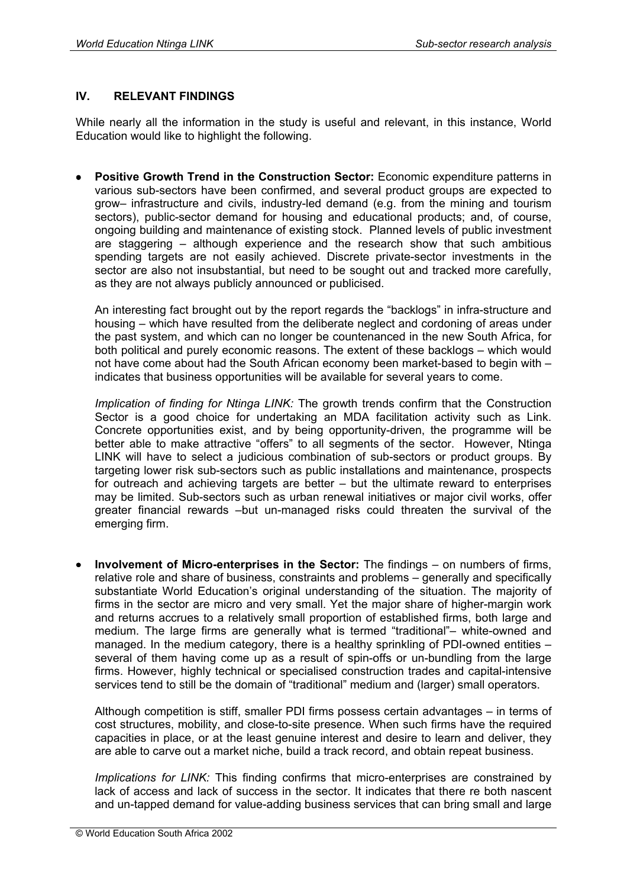## IV. RELEVANT FINDINGS

While nearly all the information in the study is useful and relevant, in this instance, World Education would like to highlight the following.

- **Positive Growth Trend in the Construction Sector:** Economic expenditure patterns in various sub-sectors have been confirmed, and several product groups are expected to grow– infrastructure and civils, industry-led demand (e.g. from the mining and tourism sectors), public-sector demand for housing and educational products; and, of course, ongoing building and maintenance of existing stock. Planned levels of public investment are staggering – although experience and the research show that such ambitious spending targets are not easily achieved. Discrete private-sector investments in the sector are also not insubstantial, but need to be sought out and tracked more carefully, as they are not always publicly announced or publicised.

  An interesting fact brought out by the report regards the "backlogs" in infra-structure and housing – which have resulted from the deliberate neglect and cordoning of areas under the past system, and which can no longer be countenanced in the new South Africa, for both political and purely economic reasons. The extent of these backlogs – which would not have come about had the South African economy been market-based to begin with – indicates that business opportunities will be available for several years to come.

  *Implication of finding for Ntinga LINK:* The growth trends confirm that the Construction Sector is a good choice for undertaking an MDA facilitation activity such as Link. Concrete opportunities exist, and by being opportunity-driven, the programme will be better able to make attractive "offers" to all segments of the sector. However, Ntinga LINK will have to select a judicious combination of sub-sectors or product groups. By targeting lower risk sub-sectors such as public installations and maintenance, prospects for outreach and achieving targets are better – but the ultimate reward to enterprises may be limited. Sub-sectors such as urban renewal initiatives or major civil works, offer greater financial rewards –but un-managed risks could threaten the survival of the emerging firm.

- **Involvement of Micro-enterprises in the Sector:** The findings – on numbers of firms, relative role and share of business, constraints and problems – generally and specifically substantiate World Education's original understanding of the situation. The majority of firms in the sector are micro and very small. Yet the major share of higher-margin work and returns accrues to a relatively small proportion of established firms, both large and medium. The large firms are generally what is termed "traditional"– white-owned and managed. In the medium category, there is a healthy sprinkling of PDI-owned entities – several of them having come up as a result of spin-offs or un-bundling from the large firms. However, highly technical or specialised construction trades and capital-intensive services tend to still be the domain of "traditional" medium and (larger) small operators.

  Although competition is stiff, smaller PDI firms possess certain advantages – in terms of cost structures, mobility, and close-to-site presence. When such firms have the required capacities in place, or at the least genuine interest and desire to learn and deliver, they are able to carve out a market niche, build a track record, and obtain repeat business.

  *Implications for LINK:* This finding confirms that micro-enterprises are constrained by lack of access and lack of success in the sector. It indicates that there re both nascent and un-tapped demand for value-adding business services that can bring small and large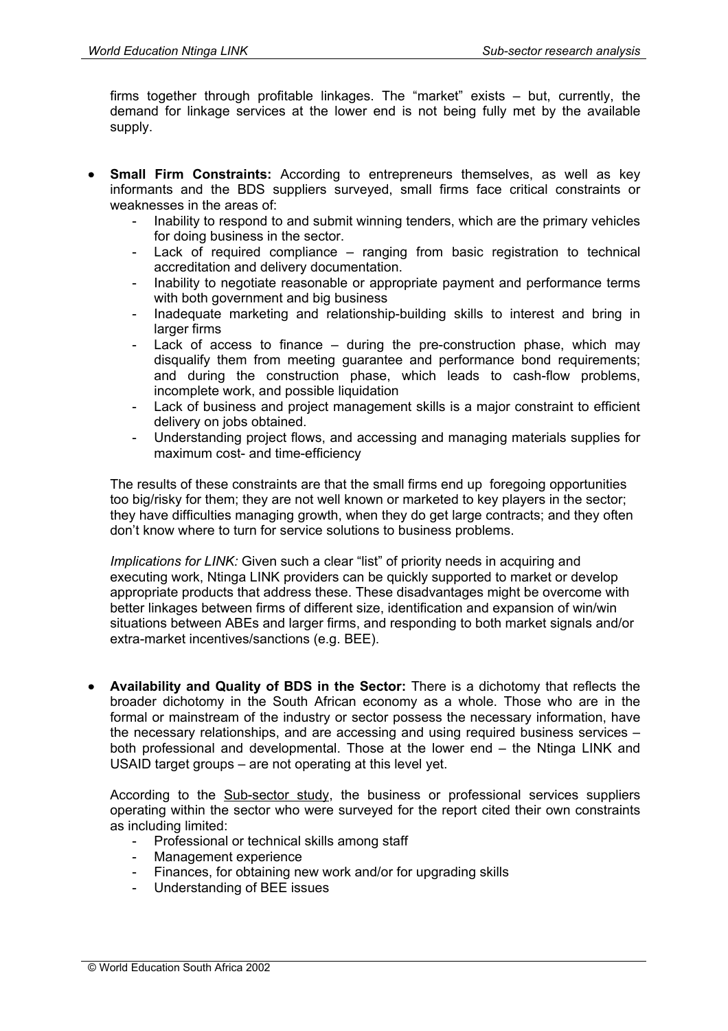firms together through profitable linkages. The “market” exists – but, currently, the demand for linkage services at the lower end is not being fully met by the available supply.

- **Small Firm Constraints:** According to entrepreneurs themselves, as well as key informants and the BDS suppliers surveyed, small firms face critical constraints or weaknesses in the areas of:
    - Inability to respond to and submit winning tenders, which are the primary vehicles for doing business in the sector.
    - Lack of required compliance – ranging from basic registration to technical accreditation and delivery documentation.
    - Inability to negotiate reasonable or appropriate payment and performance terms with both government and big business
    - Inadequate marketing and relationship-building skills to interest and bring in larger firms
    - Lack of access to finance – during the pre-construction phase, which may disqualify them from meeting guarantee and performance bond requirements; and during the construction phase, which leads to cash-flow problems, incomplete work, and possible liquidation
    - Lack of business and project management skills is a major constraint to efficient delivery on jobs obtained.
    - Understanding project flows, and accessing and managing materials supplies for maximum cost- and time-efficiency

  The results of these constraints are that the small firms end up foregoing opportunities too big/risky for them; they are not well known or marketed to key players in the sector; they have difficulties managing growth, when they do get large contracts; and they often don’t know where to turn for service solutions to business problems.

  *Implications for LINK:* Given such a clear “list” of priority needs in acquiring and executing work, Ntinga LINK providers can be quickly supported to market or develop appropriate products that address these. These disadvantages might be overcome with better linkages between firms of different size, identification and expansion of win/win situations between ABEs and larger firms, and responding to both market signals and/or extra-market incentives/sanctions (e.g. BEE).

- **Availability and Quality of BDS in the Sector:** There is a dichotomy that reflects the broader dichotomy in the South African economy as a whole. Those who are in the formal or mainstream of the industry or sector possess the necessary information, have the necessary relationships, and are accessing and using required business services – both professional and developmental. Those at the lower end – the Ntinga LINK and USAID target groups – are not operating at this level yet.

  According to the Sub-sector study, the business or professional services suppliers operating within the sector who were surveyed for the report cited their own constraints as including limited:
    - Professional or technical skills among staff
    - Management experience
    - Finances, for obtaining new work and/or for upgrading skills
    - Understanding of BEE issues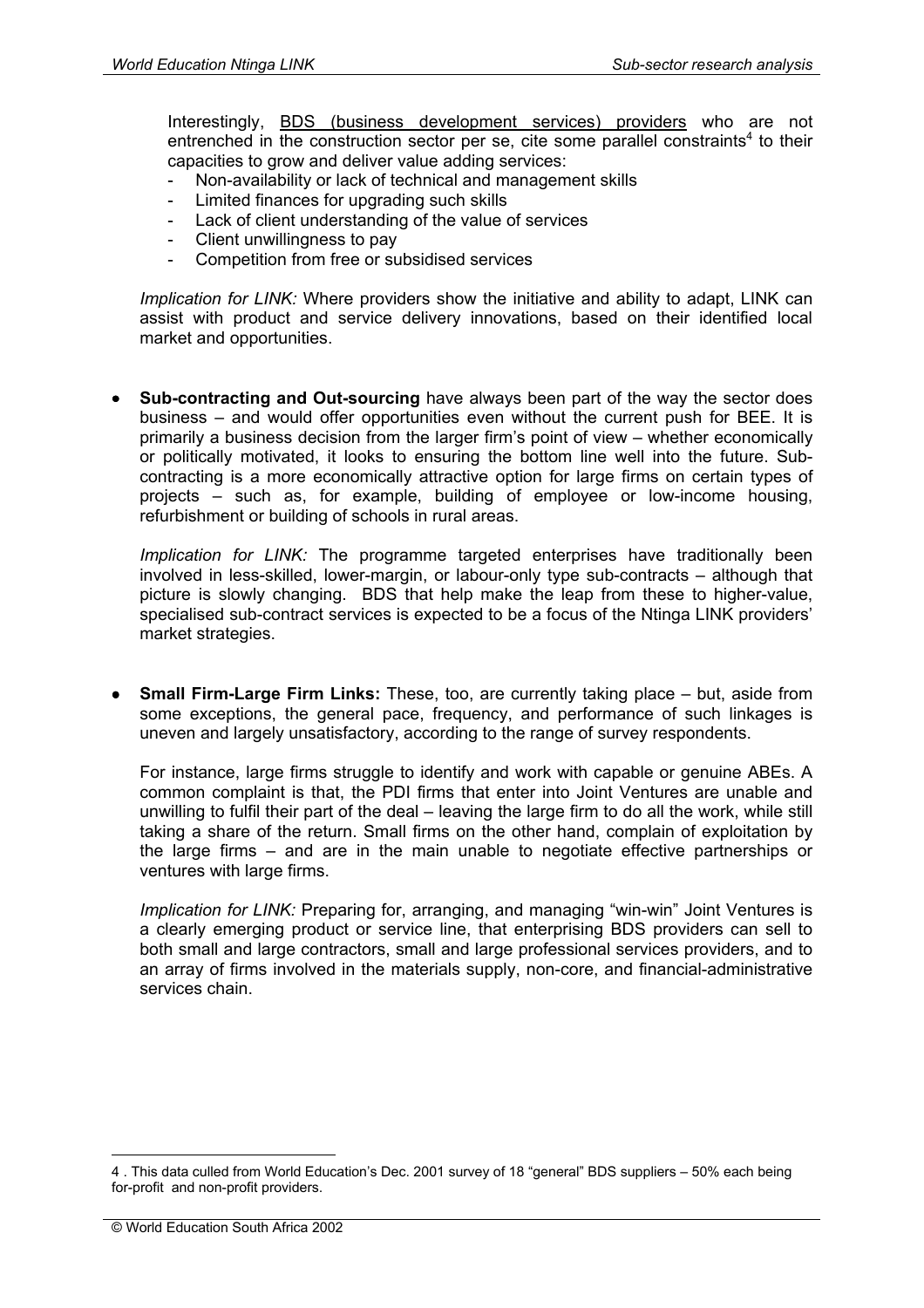Interestingly, BDS (business development services) providers who are not entrenched in the construction sector per se, cite some parallel constraints[4] to their capacities to grow and deliver value adding services:

- Non-availability or lack of technical and management skills
- Limited finances for upgrading such skills
- Lack of client understanding of the value of services
- Client unwillingness to pay
- Competition from free or subsidised services

*Implication for LINK:* Where providers show the initiative and ability to adapt, LINK can assist with product and service delivery innovations, based on their identified local market and opportunities.

- **Sub-contracting and Out-sourcing** have always been part of the way the sector does business – and would offer opportunities even without the current push for BEE. It is primarily a business decision from the larger firm's point of view – whether economically or politically motivated, it looks to ensuring the bottom line well into the future. Sub-contracting is a more economically attractive option for large firms on certain types of projects – such as, for example, building of employee or low-income housing, refurbishment or building of schools in rural areas.

  *Implication for LINK:* The programme targeted enterprises have traditionally been involved in less-skilled, lower-margin, or labour-only type sub-contracts – although that picture is slowly changing. BDS that help make the leap from these to higher-value, specialised sub-contract services is expected to be a focus of the Ntinga LINK providers' market strategies.

- **Small Firm-Large Firm Links:** These, too, are currently taking place – but, aside from some exceptions, the general pace, frequency, and performance of such linkages is uneven and largely unsatisfactory, according to the range of survey respondents.

  For instance, large firms struggle to identify and work with capable or genuine ABEs. A common complaint is that, the PDI firms that enter into Joint Ventures are unable and unwilling to fulfil their part of the deal – leaving the large firm to do all the work, while still taking a share of the return. Small firms on the other hand, complain of exploitation by the large firms – and are in the main unable to negotiate effective partnerships or ventures with large firms.

  *Implication for LINK:* Preparing for, arranging, and managing "win-win" Joint Ventures is a clearly emerging product or service line, that enterprising BDS providers can sell to both small and large contractors, small and large professional services providers, and to an array of firms involved in the materials supply, non-core, and financial-administrative services chain.

---

4 . This data culled from World Education's Dec. 2001 survey of 18 "general" BDS suppliers – 50% each being for-profit and non-profit providers.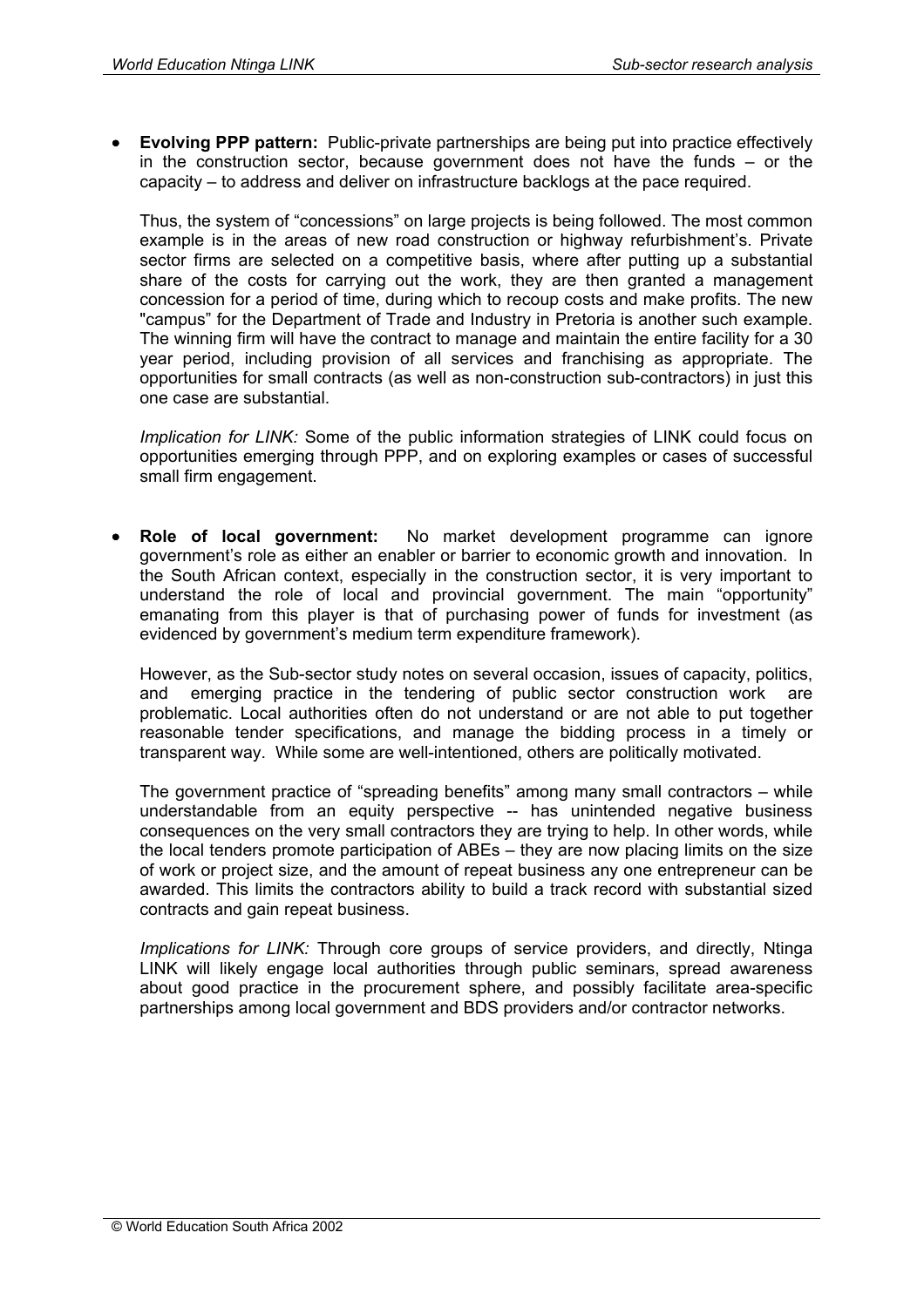- **Evolving PPP pattern:** Public-private partnerships are being put into practice effectively in the construction sector, because government does not have the funds – or the capacity – to address and deliver on infrastructure backlogs at the pace required.

  Thus, the system of "concessions" on large projects is being followed. The most common example is in the areas of new road construction or highway refurbishment's. Private sector firms are selected on a competitive basis, where after putting up a substantial share of the costs for carrying out the work, they are then granted a management concession for a period of time, during which to recoup costs and make profits. The new "campus" for the Department of Trade and Industry in Pretoria is another such example. The winning firm will have the contract to manage and maintain the entire facility for a 30 year period, including provision of all services and franchising as appropriate. The opportunities for small contracts (as well as non-construction sub-contractors) in just this one case are substantial.

  *Implication for LINK:* Some of the public information strategies of LINK could focus on opportunities emerging through PPP, and on exploring examples or cases of successful small firm engagement.

- **Role of local government:** No market development programme can ignore government's role as either an enabler or barrier to economic growth and innovation. In the South African context, especially in the construction sector, it is very important to understand the role of local and provincial government. The main "opportunity" emanating from this player is that of purchasing power of funds for investment (as evidenced by government's medium term expenditure framework).

  However, as the Sub-sector study notes on several occasion, issues of capacity, politics, and emerging practice in the tendering of public sector construction work are problematic. Local authorities often do not understand or are not able to put together reasonable tender specifications, and manage the bidding process in a timely or transparent way. While some are well-intentioned, others are politically motivated.

  The government practice of "spreading benefits" among many small contractors – while understandable from an equity perspective -- has unintended negative business consequences on the very small contractors they are trying to help. In other words, while the local tenders promote participation of ABEs – they are now placing limits on the size of work or project size, and the amount of repeat business any one entrepreneur can be awarded. This limits the contractors ability to build a track record with substantial sized contracts and gain repeat business.

  *Implications for LINK:* Through core groups of service providers, and directly, Ntinga LINK will likely engage local authorities through public seminars, spread awareness about good practice in the procurement sphere, and possibly facilitate area-specific partnerships among local government and BDS providers and/or contractor networks.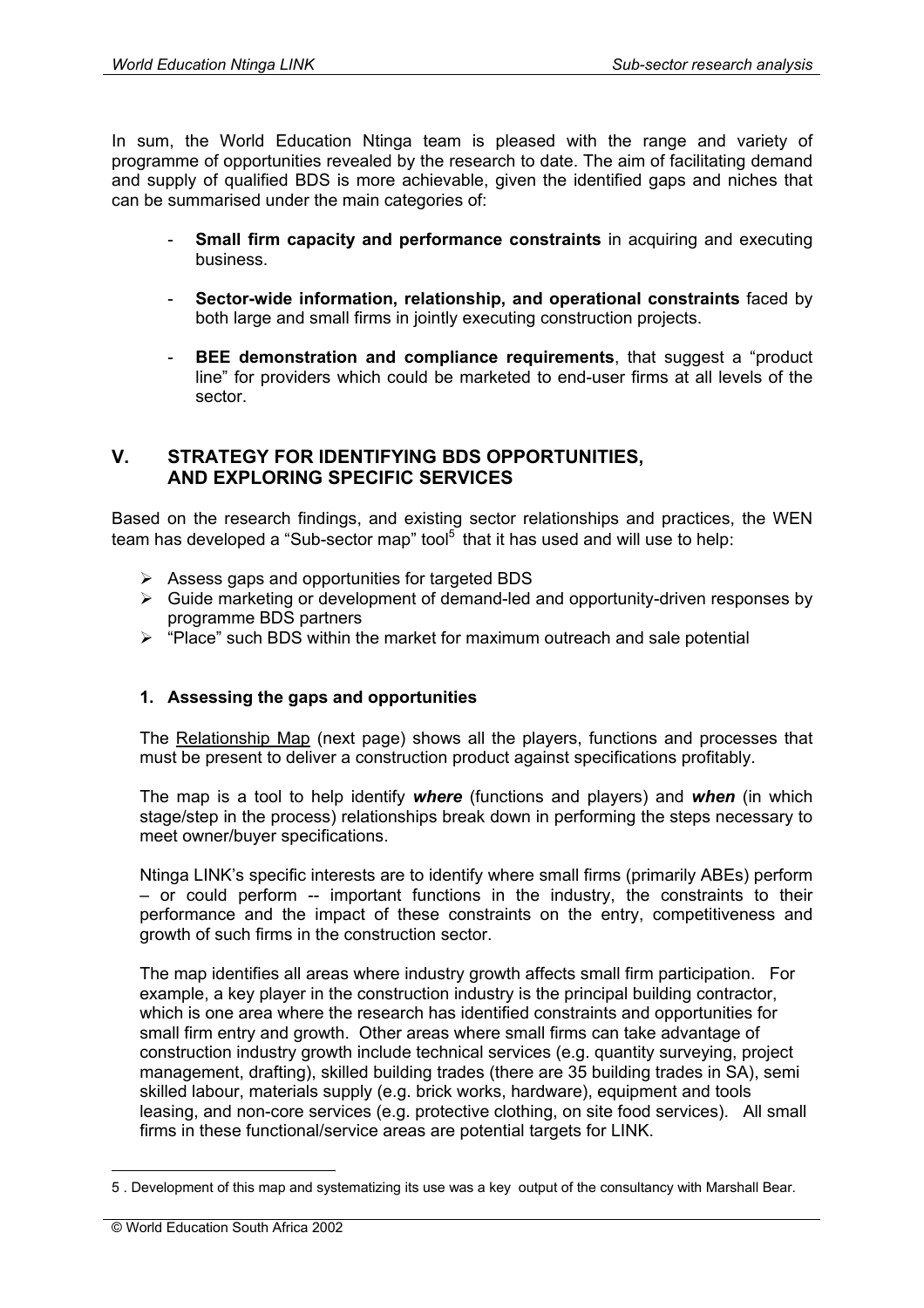In sum, the World Education Ntinga team is pleased with the range and variety of programme of opportunities revealed by the research to date. The aim of facilitating demand and supply of qualified BDS is more achievable, given the identified gaps and niches that can be summarised under the main categories of:

- **Small firm capacity and performance constraints** in acquiring and executing business.
- **Sector-wide information, relationship, and operational constraints** faced by both large and small firms in jointly executing construction projects.
- **BEE demonstration and compliance requirements**, that suggest a "product line" for providers which could be marketed to end-user firms at all levels of the sector.

## V. STRATEGY FOR IDENTIFYING BDS OPPORTUNITIES, AND EXPLORING SPECIFIC SERVICES

Based on the research findings, and existing sector relationships and practices, the WEN team has developed a "Sub-sector map" tool[5] that it has used and will use to help:

- Assess gaps and opportunities for targeted BDS
- Guide marketing or development of demand-led and opportunity-driven responses by programme BDS partners
- "Place" such BDS within the market for maximum outreach and sale potential

### 1. Assessing the gaps and opportunities

The Relationship Map (next page) shows all the players, functions and processes that must be present to deliver a construction product against specifications profitably.

The map is a tool to help identify ***where*** (functions and players) and ***when*** (in which stage/step in the process) relationships break down in performing the steps necessary to meet owner/buyer specifications.

Ntinga LINK's specific interests are to identify where small firms (primarily ABEs) perform – or could perform -- important functions in the industry, the constraints to their performance and the impact of these constraints on the entry, competitiveness and growth of such firms in the construction sector.

The map identifies all areas where industry growth affects small firm participation. For example, a key player in the construction industry is the principal building contractor, which is one area where the research has identified constraints and opportunities for small firm entry and growth. Other areas where small firms can take advantage of construction industry growth include technical services (e.g. quantity surveying, project management, drafting), skilled building trades (there are 35 building trades in SA), semi skilled labour, materials supply (e.g. brick works, hardware), equipment and tools leasing, and non-core services (e.g. protective clothing, on site food services). All small firms in these functional/service areas are potential targets for LINK.

---

5 . Development of this map and systematizing its use was a key output of the consultancy with Marshall Bear.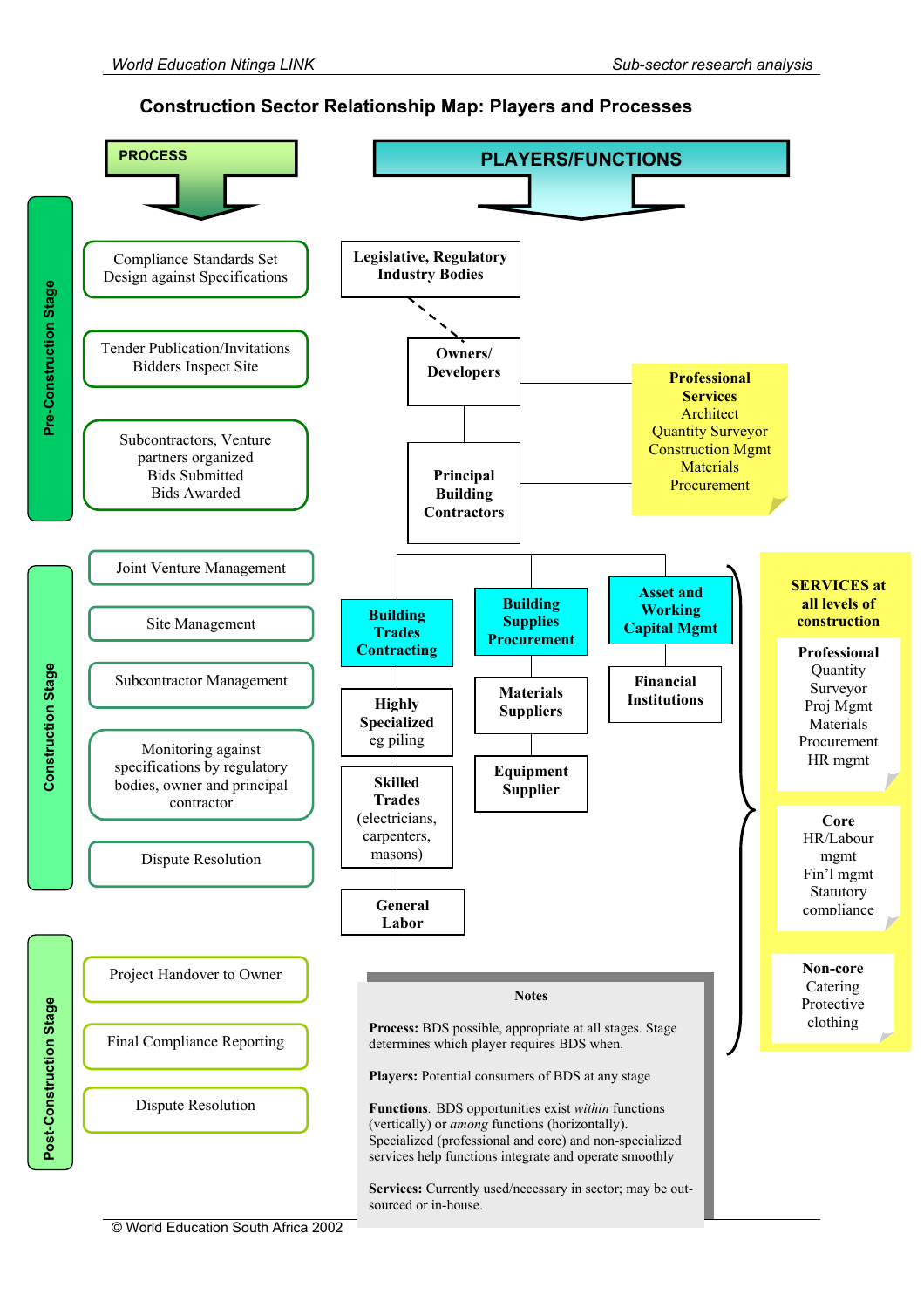## Construction Sector Relationship Map: Players and Processes

**PROCESS**

**PLAYERS/FUNCTIONS**

**Pre-Construction Stage**

Compliance Standards Set
Design against Specifications

Tender Publication/Invitations
Bidders Inspect Site

Subcontractors, Venture partners organized
Bids Submitted
Bids Awarded

**Legislative, Regulatory Industry Bodies**

**Owners/ Developers**

**Principal Building Contractors**

**Professional Services**
Architect
Quantity Surveyor
Construction Mgmt
Materials
Procurement

**Construction Stage**

Joint Venture Management

Site Management

Subcontractor Management

Monitoring against specifications by regulatory bodies, owner and principal contractor

Dispute Resolution

**Building Trades Contracting**

**Highly Specialized** eg piling

**Skilled Trades** (electricians, carpenters, masons)

**General Labor**

**Building Supplies Procurement**

**Materials Suppliers**

**Equipment Supplier**

**Asset and Working Capital Mgmt**

**Financial Institutions**

**SERVICES at all levels of construction**

**Professional**
Quantity Surveyor
Proj Mgmt
Materials
Procurement
HR mgmt

**Core**
HR/Labour mgmt
Fin'l mgmt
Statutory compliance

**Non-core**
Catering
Protective clothing

**Post-Construction Stage**

Project Handover to Owner

Final Compliance Reporting

Dispute Resolution

**Notes**

**Process:** BDS possible, appropriate at all stages. Stage determines which player requires BDS when.

**Players:** Potential consumers of BDS at any stage

**Functions***:* BDS opportunities exist *within* functions (vertically) or *among* functions (horizontally). Specialized (professional and core) and non-specialized services help functions integrate and operate smoothly

**Services:** Currently used/necessary in sector; may be out-sourced or in-house.

© World Education South Africa 2002